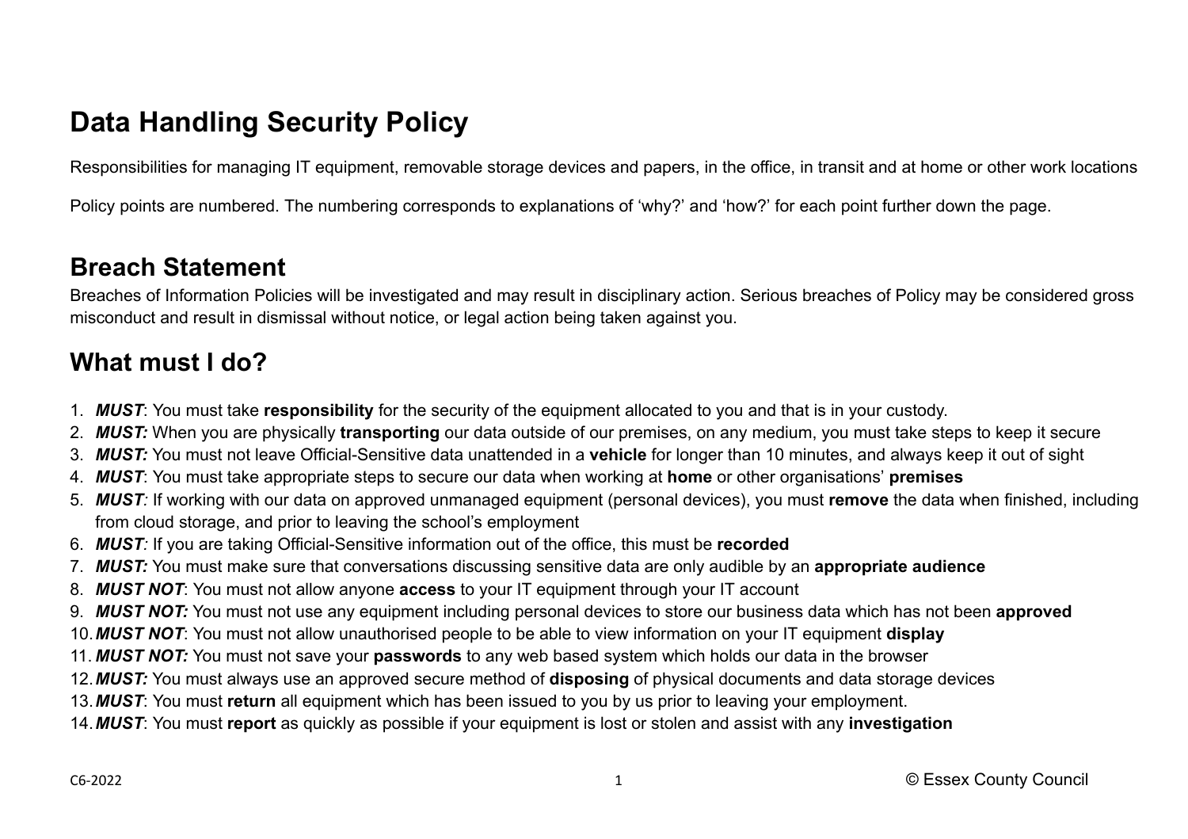# Data Handling Security Policy

Responsibilities for managing IT equipment, removable storage devices and papers, in the office, in transit and at home or other work locations

Policy points are numbered. The numbering corresponds to explanations of 'why?' and 'how?' for each point further down the page.

## Breach Statement

Breaches of Information Policies will be investigated and may result in disciplinary action. Serious breaches of Policy may be considered gross misconduct and result in dismissal without notice, or legal action being taken against you.

## What must I do?

1. ***MUST***: You must take **responsibility** for the security of the equipment allocated to you and that is in your custody.
2. ***MUST:*** When you are physically **transporting** our data outside of our premises, on any medium, you must take steps to keep it secure
3. ***MUST:*** You must not leave Official-Sensitive data unattended in a **vehicle** for longer than 10 minutes, and always keep it out of sight
4. ***MUST***: You must take appropriate steps to secure our data when working at **home** or other organisations' **premises**
5. ***MUST****:* If working with our data on approved unmanaged equipment (personal devices), you must **remove** the data when finished, including from cloud storage, and prior to leaving the school's employment
6. ***MUST****:* If you are taking Official-Sensitive information out of the office, this must be **recorded**
7. ***MUST:*** You must make sure that conversations discussing sensitive data are only audible by an **appropriate audience**
8. ***MUST NOT***: You must not allow anyone **access** to your IT equipment through your IT account
9. ***MUST NOT:*** You must not use any equipment including personal devices to store our business data which has not been **approved**
10. ***MUST NOT***: You must not allow unauthorised people to be able to view information on your IT equipment **display**
11. ***MUST NOT:*** You must not save your **passwords** to any web based system which holds our data in the browser
12. ***MUST:*** You must always use an approved secure method of **disposing** of physical documents and data storage devices
13. ***MUST***: You must **return** all equipment which has been issued to you by us prior to leaving your employment.
14. ***MUST***: You must **report** as quickly as possible if your equipment is lost or stolen and assist with any **investigation**

C6-2022 © Essex County Council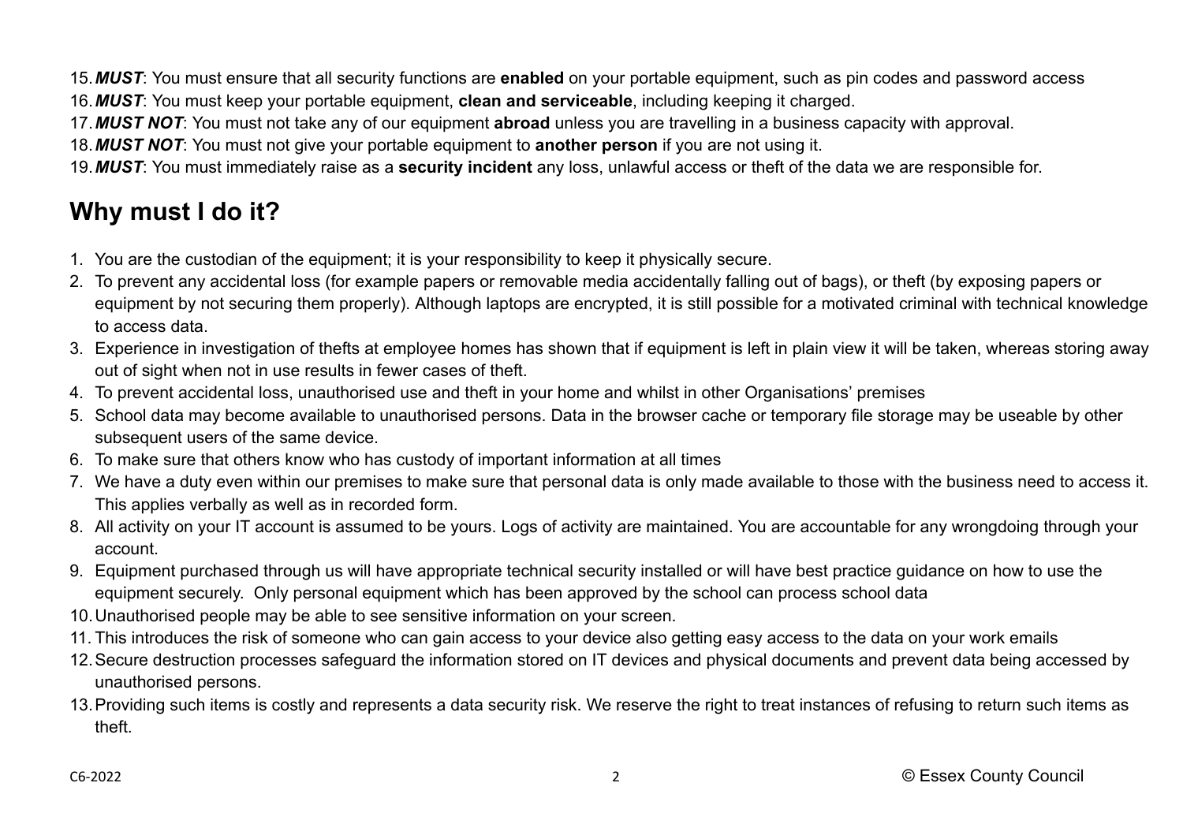15. ***MUST***: You must ensure that all security functions are **enabled** on your portable equipment, such as pin codes and password access
16. ***MUST***: You must keep your portable equipment, **clean and serviceable**, including keeping it charged.
17. ***MUST NOT***: You must not take any of our equipment **abroad** unless you are travelling in a business capacity with approval.
18. ***MUST NOT***: You must not give your portable equipment to **another person** if you are not using it.
19. ***MUST***: You must immediately raise as a **security incident** any loss, unlawful access or theft of the data we are responsible for.

## Why must I do it?

1. You are the custodian of the equipment; it is your responsibility to keep it physically secure.
2. To prevent any accidental loss (for example papers or removable media accidentally falling out of bags), or theft (by exposing papers or equipment by not securing them properly). Although laptops are encrypted, it is still possible for a motivated criminal with technical knowledge to access data.
3. Experience in investigation of thefts at employee homes has shown that if equipment is left in plain view it will be taken, whereas storing away out of sight when not in use results in fewer cases of theft.
4. To prevent accidental loss, unauthorised use and theft in your home and whilst in other Organisations' premises
5. School data may become available to unauthorised persons. Data in the browser cache or temporary file storage may be useable by other subsequent users of the same device.
6. To make sure that others know who has custody of important information at all times
7. We have a duty even within our premises to make sure that personal data is only made available to those with the business need to access it. This applies verbally as well as in recorded form.
8. All activity on your IT account is assumed to be yours. Logs of activity are maintained. You are accountable for any wrongdoing through your account.
9. Equipment purchased through us will have appropriate technical security installed or will have best practice guidance on how to use the equipment securely. Only personal equipment which has been approved by the school can process school data
10. Unauthorised people may be able to see sensitive information on your screen.
11. This introduces the risk of someone who can gain access to your device also getting easy access to the data on your work emails
12. Secure destruction processes safeguard the information stored on IT devices and physical documents and prevent data being accessed by unauthorised persons.
13. Providing such items is costly and represents a data security risk. We reserve the right to treat instances of refusing to return such items as theft.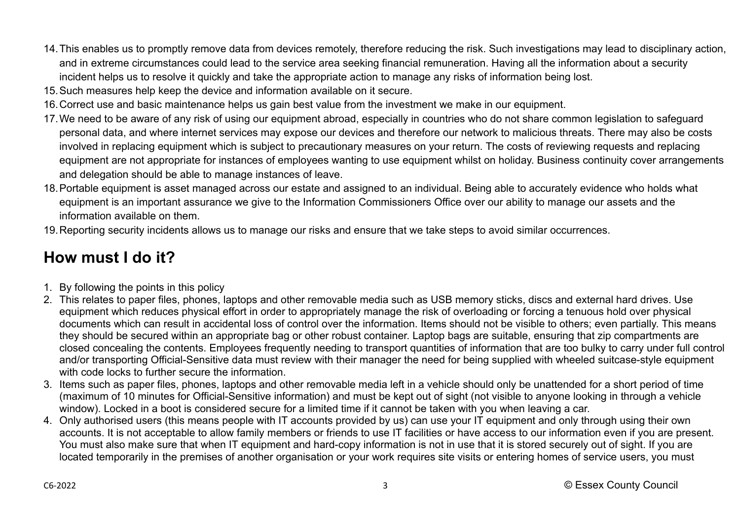14. This enables us to promptly remove data from devices remotely, therefore reducing the risk. Such investigations may lead to disciplinary action, and in extreme circumstances could lead to the service area seeking financial remuneration. Having all the information about a security incident helps us to resolve it quickly and take the appropriate action to manage any risks of information being lost.
15. Such measures help keep the device and information available on it secure.
16. Correct use and basic maintenance helps us gain best value from the investment we make in our equipment.
17. We need to be aware of any risk of using our equipment abroad, especially in countries who do not share common legislation to safeguard personal data, and where internet services may expose our devices and therefore our network to malicious threats. There may also be costs involved in replacing equipment which is subject to precautionary measures on your return. The costs of reviewing requests and replacing equipment are not appropriate for instances of employees wanting to use equipment whilst on holiday. Business continuity cover arrangements and delegation should be able to manage instances of leave.
18. Portable equipment is asset managed across our estate and assigned to an individual. Being able to accurately evidence who holds what equipment is an important assurance we give to the Information Commissioners Office over our ability to manage our assets and the information available on them.
19. Reporting security incidents allows us to manage our risks and ensure that we take steps to avoid similar occurrences.

## How must I do it?

1. By following the points in this policy
2. This relates to paper files, phones, laptops and other removable media such as USB memory sticks, discs and external hard drives. Use equipment which reduces physical effort in order to appropriately manage the risk of overloading or forcing a tenuous hold over physical documents which can result in accidental loss of control over the information. Items should not be visible to others; even partially. This means they should be secured within an appropriate bag or other robust container. Laptop bags are suitable, ensuring that zip compartments are closed concealing the contents. Employees frequently needing to transport quantities of information that are too bulky to carry under full control and/or transporting Official-Sensitive data must review with their manager the need for being supplied with wheeled suitcase-style equipment with code locks to further secure the information.
3. Items such as paper files, phones, laptops and other removable media left in a vehicle should only be unattended for a short period of time (maximum of 10 minutes for Official-Sensitive information) and must be kept out of sight (not visible to anyone looking in through a vehicle window). Locked in a boot is considered secure for a limited time if it cannot be taken with you when leaving a car.
4. Only authorised users (this means people with IT accounts provided by us) can use your IT equipment and only through using their own accounts. It is not acceptable to allow family members or friends to use IT facilities or have access to our information even if you are present. You must also make sure that when IT equipment and hard-copy information is not in use that it is stored securely out of sight. If you are located temporarily in the premises of another organisation or your work requires site visits or entering homes of service users, you must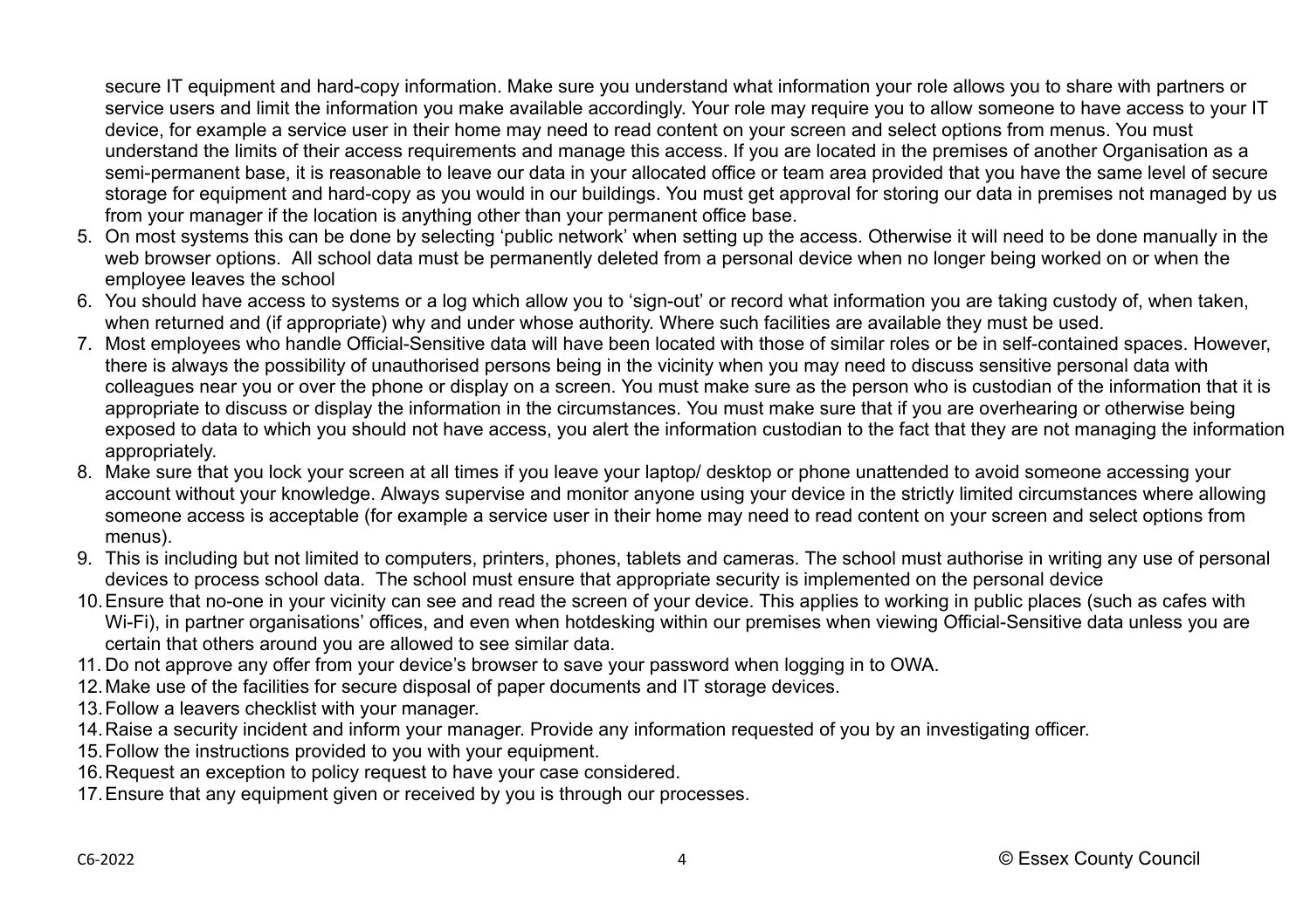secure IT equipment and hard-copy information. Make sure you understand what information your role allows you to share with partners or service users and limit the information you make available accordingly. Your role may require you to allow someone to have access to your IT device, for example a service user in their home may need to read content on your screen and select options from menus. You must understand the limits of their access requirements and manage this access. If you are located in the premises of another Organisation as a semi-permanent base, it is reasonable to leave our data in your allocated office or team area provided that you have the same level of secure storage for equipment and hard-copy as you would in our buildings. You must get approval for storing our data in premises not managed by us from your manager if the location is anything other than your permanent office base.

5. On most systems this can be done by selecting 'public network' when setting up the access. Otherwise it will need to be done manually in the web browser options. All school data must be permanently deleted from a personal device when no longer being worked on or when the employee leaves the school
6. You should have access to systems or a log which allow you to 'sign-out' or record what information you are taking custody of, when taken, when returned and (if appropriate) why and under whose authority. Where such facilities are available they must be used.
7. Most employees who handle Official-Sensitive data will have been located with those of similar roles or be in self-contained spaces. However, there is always the possibility of unauthorised persons being in the vicinity when you may need to discuss sensitive personal data with colleagues near you or over the phone or display on a screen. You must make sure as the person who is custodian of the information that it is appropriate to discuss or display the information in the circumstances. You must make sure that if you are overhearing or otherwise being exposed to data to which you should not have access, you alert the information custodian to the fact that they are not managing the information appropriately.
8. Make sure that you lock your screen at all times if you leave your laptop/ desktop or phone unattended to avoid someone accessing your account without your knowledge. Always supervise and monitor anyone using your device in the strictly limited circumstances where allowing someone access is acceptable (for example a service user in their home may need to read content on your screen and select options from menus).
9. This is including but not limited to computers, printers, phones, tablets and cameras. The school must authorise in writing any use of personal devices to process school data. The school must ensure that appropriate security is implemented on the personal device
10. Ensure that no-one in your vicinity can see and read the screen of your device. This applies to working in public places (such as cafes with Wi-Fi), in partner organisations' offices, and even when hotdesking within our premises when viewing Official-Sensitive data unless you are certain that others around you are allowed to see similar data.
11. Do not approve any offer from your device's browser to save your password when logging in to OWA.
12. Make use of the facilities for secure disposal of paper documents and IT storage devices.
13. Follow a leavers checklist with your manager.
14. Raise a security incident and inform your manager. Provide any information requested of you by an investigating officer.
15. Follow the instructions provided to you with your equipment.
16. Request an exception to policy request to have your case considered.
17. Ensure that any equipment given or received by you is through our processes.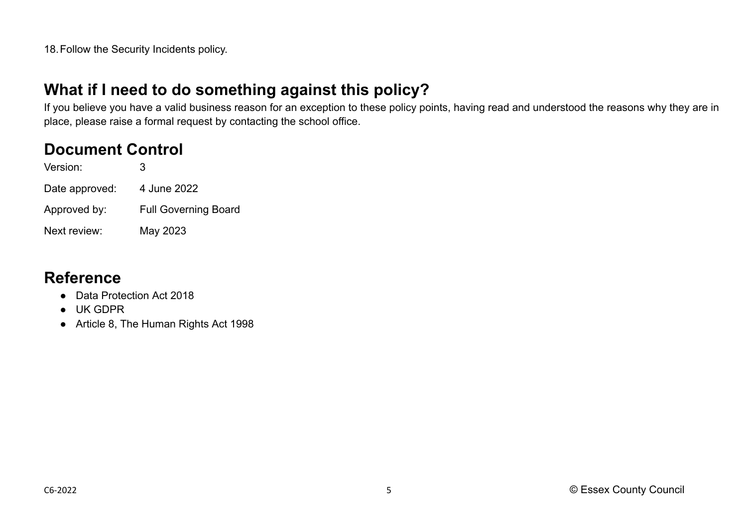18. Follow the Security Incidents policy.

## What if I need to do something against this policy?

If you believe you have a valid business reason for an exception to these policy points, having read and understood the reasons why they are in place, please raise a formal request by contacting the school office.

## Document Control

| | |
|---|---|
| Version: | 3 |
| Date approved: | 4 June 2022 |
| Approved by: | Full Governing Board |
| Next review: | May 2023 |

## Reference

- Data Protection Act 2018
- UK GDPR
- Article 8, The Human Rights Act 1998